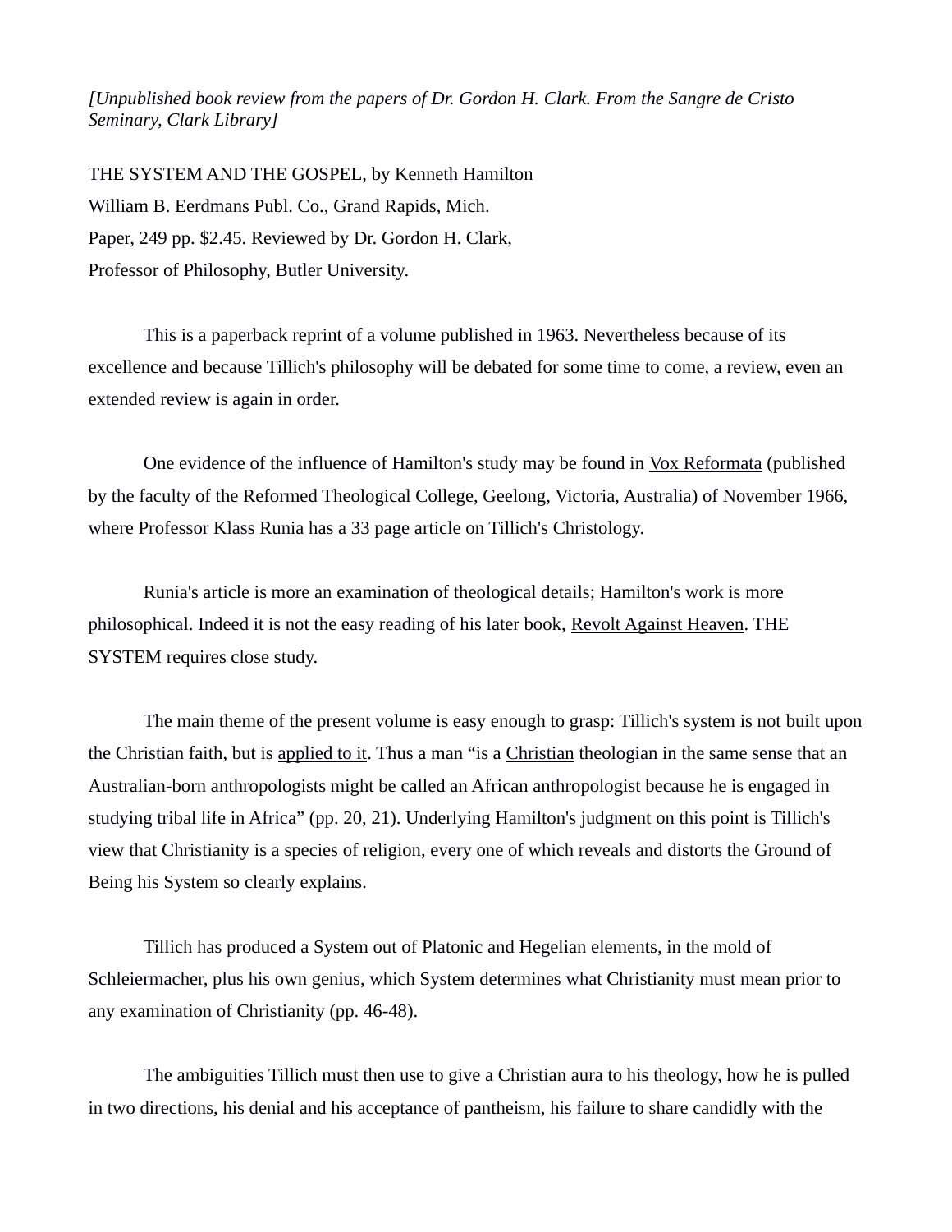*[Unpublished book review from the papers of Dr. Gordon H. Clark. From the Sangre de Cristo Seminary, Clark Library]*

THE SYSTEM AND THE GOSPEL, by Kenneth Hamilton
William B. Eerdmans Publ. Co., Grand Rapids, Mich.
Paper, 249 pp. $2.45. Reviewed by Dr. Gordon H. Clark,
Professor of Philosophy, Butler University.

This is a paperback reprint of a volume published in 1963. Nevertheless because of its excellence and because Tillich's philosophy will be debated for some time to come, a review, even an extended review is again in order.

One evidence of the influence of Hamilton's study may be found in <u>Vox Reformata</u> (published by the faculty of the Reformed Theological College, Geelong, Victoria, Australia) of November 1966, where Professor Klass Runia has a 33 page article on Tillich's Christology.

Runia's article is more an examination of theological details; Hamilton's work is more philosophical. Indeed it is not the easy reading of his later book, <u>Revolt Against Heaven</u>. THE SYSTEM requires close study.

The main theme of the present volume is easy enough to grasp: Tillich's system is not <u>built upon</u> the Christian faith, but is <u>applied to it</u>. Thus a man "is a <u>Christian</u> theologian in the same sense that an Australian-born anthropologists might be called an African anthropologist because he is engaged in studying tribal life in Africa" (pp. 20, 21). Underlying Hamilton's judgment on this point is Tillich's view that Christianity is a species of religion, every one of which reveals and distorts the Ground of Being his System so clearly explains.

Tillich has produced a System out of Platonic and Hegelian elements, in the mold of Schleiermacher, plus his own genius, which System determines what Christianity must mean prior to any examination of Christianity (pp. 46-48).

The ambiguities Tillich must then use to give a Christian aura to his theology, how he is pulled in two directions, his denial and his acceptance of pantheism, his failure to share candidly with the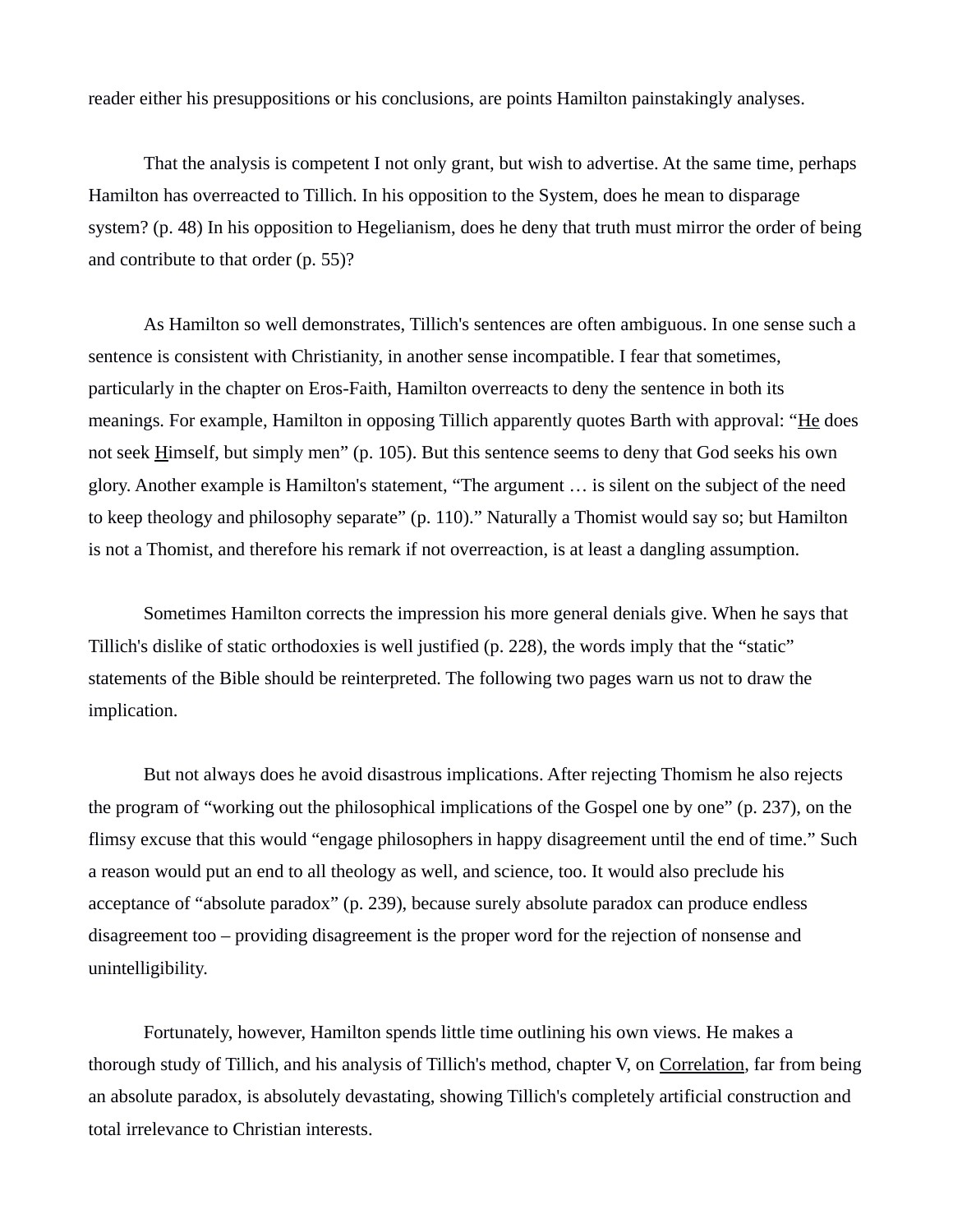reader either his presuppositions or his conclusions, are points Hamilton painstakingly analyses.

That the analysis is competent I not only grant, but wish to advertise. At the same time, perhaps Hamilton has overreacted to Tillich. In his opposition to the System, does he mean to disparage system? (p. 48) In his opposition to Hegelianism, does he deny that truth must mirror the order of being and contribute to that order (p. 55)?

As Hamilton so well demonstrates, Tillich's sentences are often ambiguous. In one sense such a sentence is consistent with Christianity, in another sense incompatible. I fear that sometimes, particularly in the chapter on Eros-Faith, Hamilton overreacts to deny the sentence in both its meanings. For example, Hamilton in opposing Tillich apparently quotes Barth with approval: "He does not seek Himself, but simply men" (p. 105). But this sentence seems to deny that God seeks his own glory. Another example is Hamilton's statement, "The argument … is silent on the subject of the need to keep theology and philosophy separate" (p. 110)." Naturally a Thomist would say so; but Hamilton is not a Thomist, and therefore his remark if not overreaction, is at least a dangling assumption.

Sometimes Hamilton corrects the impression his more general denials give. When he says that Tillich's dislike of static orthodoxies is well justified (p. 228), the words imply that the "static" statements of the Bible should be reinterpreted. The following two pages warn us not to draw the implication.

But not always does he avoid disastrous implications. After rejecting Thomism he also rejects the program of "working out the philosophical implications of the Gospel one by one" (p. 237), on the flimsy excuse that this would "engage philosophers in happy disagreement until the end of time." Such a reason would put an end to all theology as well, and science, too. It would also preclude his acceptance of "absolute paradox" (p. 239), because surely absolute paradox can produce endless disagreement too – providing disagreement is the proper word for the rejection of nonsense and unintelligibility.

Fortunately, however, Hamilton spends little time outlining his own views. He makes a thorough study of Tillich, and his analysis of Tillich's method, chapter V, on Correlation, far from being an absolute paradox, is absolutely devastating, showing Tillich's completely artificial construction and total irrelevance to Christian interests.